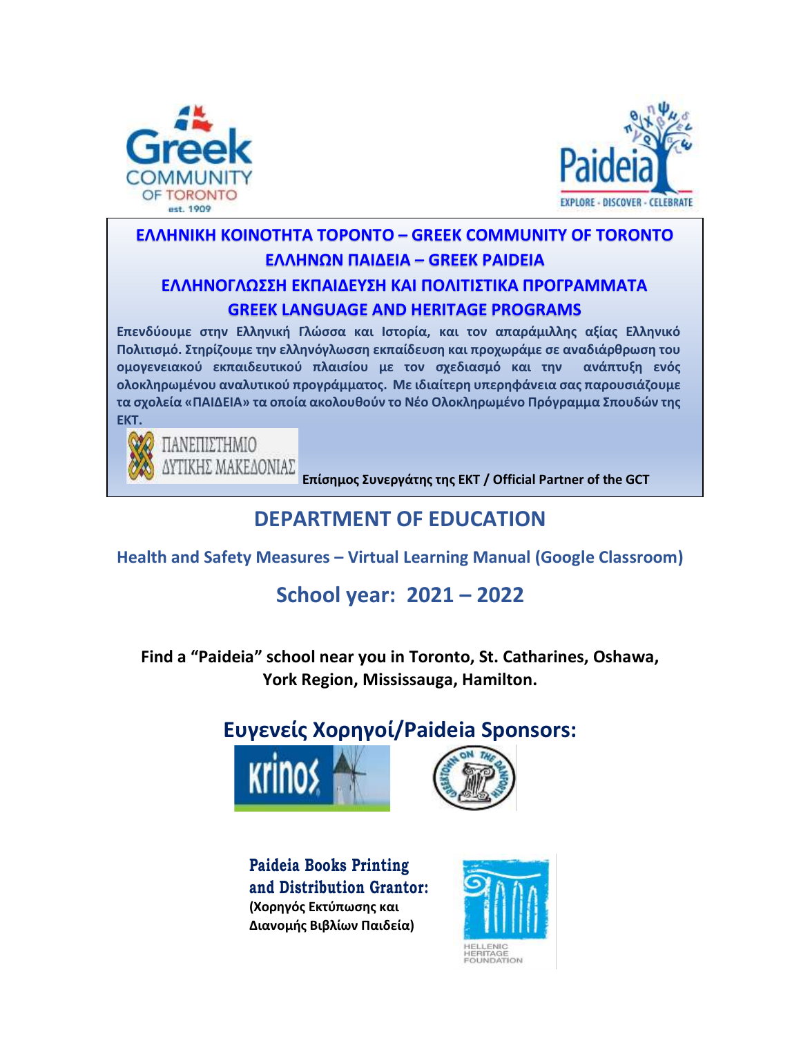**ΕΛΛΗΝΙΚΗ ΚΟΙΝΟΤΗΤΑ ΤΟΡΟΝΤΟ – GREEK COMMUNITY OF TORONTO**

**ΕΛΛΗΝΩΝ ΠΑΙΔΕΙΑ – GREEK PAIDEIA**

**ΕΛΛΗΝΟΓΛΩΣΣΗ ΕΚΠΑΙΔΕΥΣΗ ΚΑΙ ΠΟΛΙΤΙΣΤΙΚΑ ΠΡΟΓΡΑΜΜΑΤΑ**

**GREEK LANGUAGE AND HERITAGE PROGRAMS**

**Επενδύουμε στην Ελληνική Γλώσσα και Ιστορία, και τον απαράμιλλης αξίας Ελληνικό Πολιτισμό. Στηρίζουμε την ελληνόγλωσση εκπαίδευση και προχωράμε σε αναδιάρθρωση του ομογενειακού εκπαιδευτικού πλαισίου με τον σχεδιασμό και την ανάπτυξη ενός ολοκληρωμένου αναλυτικού προγράμματος. Με ιδιαίτερη υπερηφάνεια σας παρουσιάζουμε τα σχολεία «ΠΑΙΔΕΙΑ» τα οποία ακολουθούν το Νέο Ολοκληρωμένο Πρόγραμμα Σπουδών της ΕΚΤ.**

ΠΑΝΕΠΙΣΤΗΜΙΟ ΔΥΤΙΚΗΣ ΜΑΚΕΔΟΝΙΑΣ **Επίσημος Συνεργάτης της ΕΚΤ / Official Partner of the GCT**

# DEPARTMENT OF EDUCATION

## Health and Safety Measures – Virtual Learning Manual (Google Classroom)

## School year: 2021 – 2022

**Find a "Paideia" school near you in Toronto, St. Catharines, Oshawa, York Region, Mississauga, Hamilton.**

## Ευγενείς Χορηγοί/Paideia Sponsors:

**Paideia Books Printing and Distribution Grantor:**
**(Χορηγός Εκτύπωσης και Διανομής Βιβλίων Παιδεία)**

HELLENIC HERITAGE FOUNDATION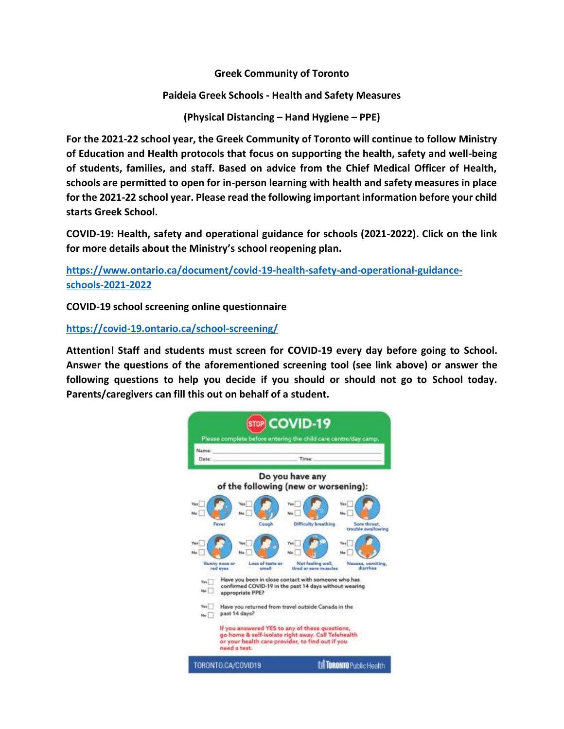**Greek Community of Toronto**

**Paideia Greek Schools - Health and Safety Measures**

**(Physical Distancing – Hand Hygiene – PPE)**

**For the 2021-22 school year, the Greek Community of Toronto will continue to follow Ministry of Education and Health protocols that focus on supporting the health, safety and well-being of students, families, and staff. Based on advice from the Chief Medical Officer of Health, schools are permitted to open for in-person learning with health and safety measures in place for the 2021-22 school year. Please read the following important information before your child starts Greek School.**

**COVID-19: Health, safety and operational guidance for schools (2021-2022). Click on the link for more details about the Ministry's school reopening plan.**

[https://www.ontario.ca/document/covid-19-health-safety-and-operational-guidance-schools-2021-2022](https://www.ontario.ca/document/covid-19-health-safety-and-operational-guidance-schools-2021-2022)

**COVID-19 school screening online questionnaire**

[https://covid-19.ontario.ca/school-screening/](https://covid-19.ontario.ca/school-screening/)

**Attention! Staff and students must screen for COVID-19 every day before going to School. Answer the questions of the aforementioned screening tool (see link above) or answer the following questions to help you decide if you should or should not go to School today. Parents/caregivers can fill this out on behalf of a student.**

**STOP COVID-19**

Please complete before entering the child care centre/day camp.

Name: ______________________

Date: ______________ Time: ______________

**Do you have any of the following (new or worsening):**

- Yes ☐ No ☐ Fever
- Yes ☐ No ☐ Cough
- Yes ☐ No ☐ Difficulty breathing
- Yes ☐ No ☐ Sore throat, trouble swallowing
- Yes ☐ No ☐ Runny nose or red eyes
- Yes ☐ No ☐ Loss of taste or smell
- Yes ☐ No ☐ Not feeling well, tired or sore muscles
- Yes ☐ No ☐ Nausea, vomiting, diarrhea

Yes ☐ No ☐ Have you been in close contact with someone who has confirmed COVID-19 in the past 14 days without wearing appropriate PPE?

Yes ☐ No ☐ Have you returned from travel outside Canada in the past 14 days?

If you answered YES to any of these questions, go home & self-isolate right away. Call Telehealth or your health care provider, to find out if you need a test.

TORONTO.CA/COVID19 — Toronto Public Health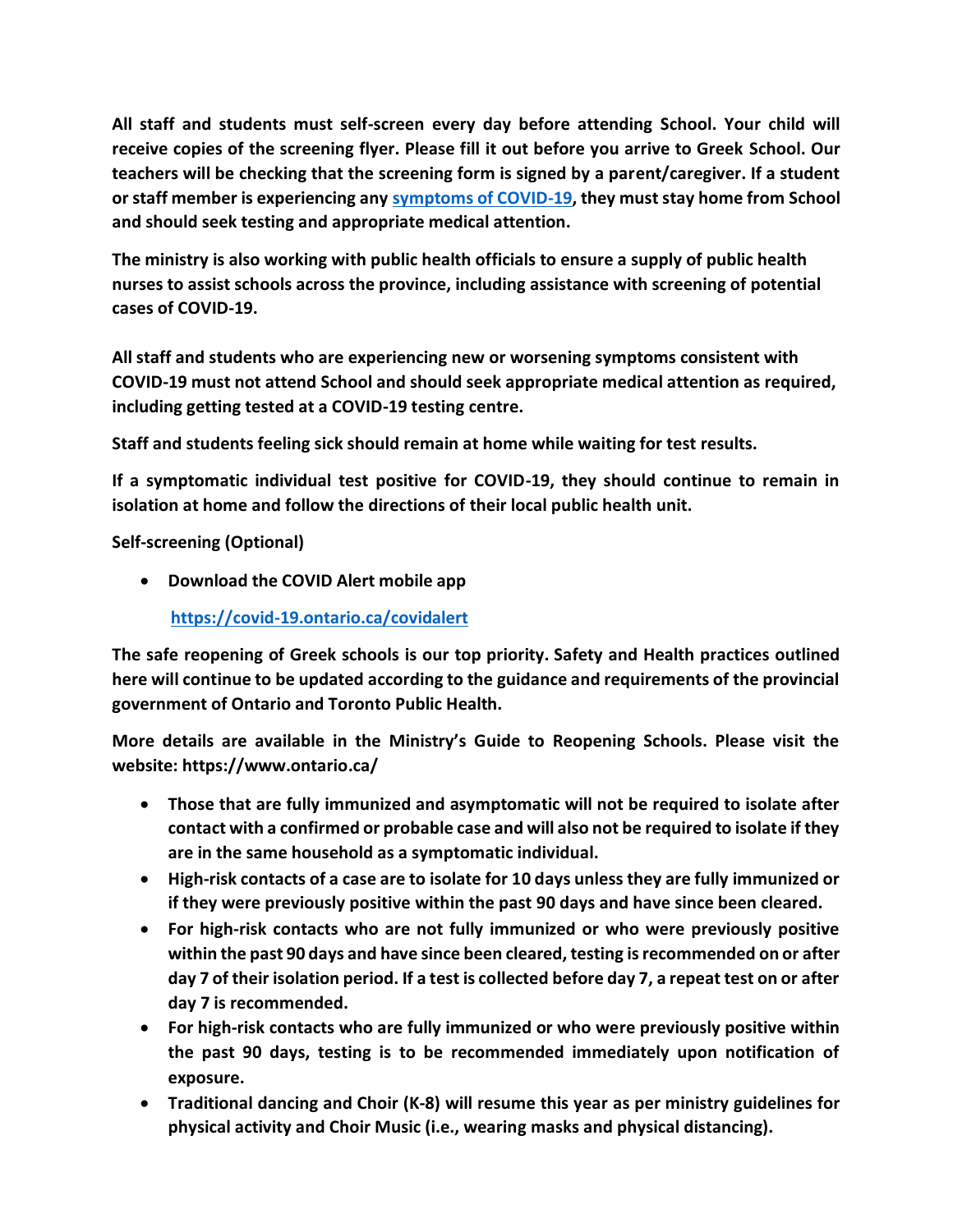**All staff and students must self-screen every day before attending School. Your child will receive copies of the screening flyer. Please fill it out before you arrive to Greek School. Our teachers will be checking that the screening form is signed by a parent/caregiver. If a student or staff member is experiencing any symptoms of COVID-19, they must stay home from School and should seek testing and appropriate medical attention.**

**The ministry is also working with public health officials to ensure a supply of public health nurses to assist schools across the province, including assistance with screening of potential cases of COVID-19.**

**All staff and students who are experiencing new or worsening symptoms consistent with COVID-19 must not attend School and should seek appropriate medical attention as required, including getting tested at a COVID-19 testing centre.**

**Staff and students feeling sick should remain at home while waiting for test results.**

**If a symptomatic individual test positive for COVID-19, they should continue to remain in isolation at home and follow the directions of their local public health unit.**

**Self-screening (Optional)**

- **Download the COVID Alert mobile app**

  **https://covid-19.ontario.ca/covidalert**

**The safe reopening of Greek schools is our top priority. Safety and Health practices outlined here will continue to be updated according to the guidance and requirements of the provincial government of Ontario and Toronto Public Health.**

**More details are available in the Ministry's Guide to Reopening Schools. Please visit the website: https://www.ontario.ca/**

- **Those that are fully immunized and asymptomatic will not be required to isolate after contact with a confirmed or probable case and will also not be required to isolate if they are in the same household as a symptomatic individual.**
- **High-risk contacts of a case are to isolate for 10 days unless they are fully immunized or if they were previously positive within the past 90 days and have since been cleared.**
- **For high-risk contacts who are not fully immunized or who were previously positive within the past 90 days and have since been cleared, testing is recommended on or after day 7 of their isolation period. If a test is collected before day 7, a repeat test on or after day 7 is recommended.**
- **For high-risk contacts who are fully immunized or who were previously positive within the past 90 days, testing is to be recommended immediately upon notification of exposure.**
- **Traditional dancing and Choir (K-8) will resume this year as per ministry guidelines for physical activity and Choir Music (i.e., wearing masks and physical distancing).**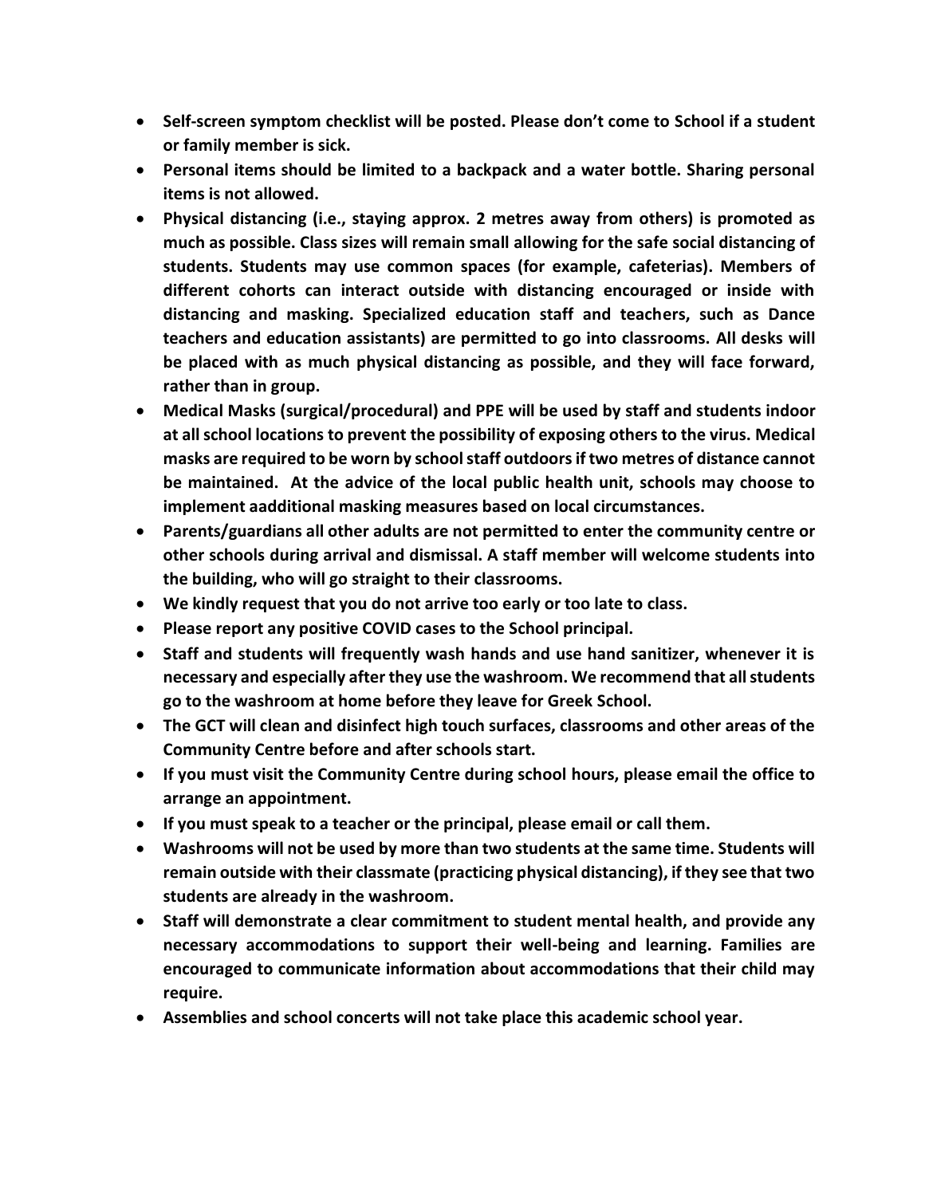- **Self-screen symptom checklist will be posted. Please don't come to School if a student or family member is sick.**
- **Personal items should be limited to a backpack and a water bottle. Sharing personal items is not allowed.**
- **Physical distancing (i.e., staying approx. 2 metres away from others) is promoted as much as possible. Class sizes will remain small allowing for the safe social distancing of students. Students may use common spaces (for example, cafeterias). Members of different cohorts can interact outside with distancing encouraged or inside with distancing and masking. Specialized education staff and teachers, such as Dance teachers and education assistants) are permitted to go into classrooms. All desks will be placed with as much physical distancing as possible, and they will face forward, rather than in group.**
- **Medical Masks (surgical/procedural) and PPE will be used by staff and students indoor at all school locations to prevent the possibility of exposing others to the virus. Medical masks are required to be worn by school staff outdoors if two metres of distance cannot be maintained. At the advice of the local public health unit, schools may choose to implement aadditional masking measures based on local circumstances.**
- **Parents/guardians all other adults are not permitted to enter the community centre or other schools during arrival and dismissal. A staff member will welcome students into the building, who will go straight to their classrooms.**
- **We kindly request that you do not arrive too early or too late to class.**
- **Please report any positive COVID cases to the School principal.**
- **Staff and students will frequently wash hands and use hand sanitizer, whenever it is necessary and especially after they use the washroom. We recommend that all students go to the washroom at home before they leave for Greek School.**
- **The GCT will clean and disinfect high touch surfaces, classrooms and other areas of the Community Centre before and after schools start.**
- **If you must visit the Community Centre during school hours, please email the office to arrange an appointment.**
- **If you must speak to a teacher or the principal, please email or call them.**
- **Washrooms will not be used by more than two students at the same time. Students will remain outside with their classmate (practicing physical distancing), if they see that two students are already in the washroom.**
- **Staff will demonstrate a clear commitment to student mental health, and provide any necessary accommodations to support their well-being and learning. Families are encouraged to communicate information about accommodations that their child may require.**
- **Assemblies and school concerts will not take place this academic school year.**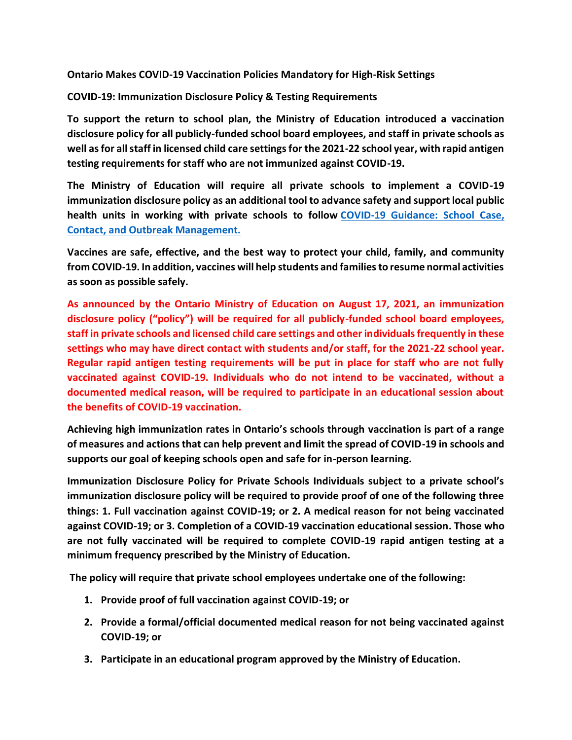**Ontario Makes COVID-19 Vaccination Policies Mandatory for High-Risk Settings**

**COVID-19: Immunization Disclosure Policy & Testing Requirements**

**To support the return to school plan, the Ministry of Education introduced a vaccination disclosure policy for all publicly-funded school board employees, and staff in private schools as well as for all staff in licensed child care settings for the 2021-22 school year, with rapid antigen testing requirements for staff who are not immunized against COVID-19.**

**The Ministry of Education will require all private schools to implement a COVID-19 immunization disclosure policy as an additional tool to advance safety and support local public health units in working with private schools to follow COVID-19 Guidance: School Case, Contact, and Outbreak Management.**

**Vaccines are safe, effective, and the best way to protect your child, family, and community from COVID-19. In addition, vaccines will help students and families to resume normal activities as soon as possible safely.**

**As announced by the Ontario Ministry of Education on August 17, 2021, an immunization disclosure policy ("policy") will be required for all publicly-funded school board employees, staff in private schools and licensed child care settings and other individuals frequently in these settings who may have direct contact with students and/or staff, for the 2021-22 school year. Regular rapid antigen testing requirements will be put in place for staff who are not fully vaccinated against COVID-19. Individuals who do not intend to be vaccinated, without a documented medical reason, will be required to participate in an educational session about the benefits of COVID-19 vaccination.**

**Achieving high immunization rates in Ontario's schools through vaccination is part of a range of measures and actions that can help prevent and limit the spread of COVID-19 in schools and supports our goal of keeping schools open and safe for in-person learning.**

**Immunization Disclosure Policy for Private Schools Individuals subject to a private school's immunization disclosure policy will be required to provide proof of one of the following three things: 1. Full vaccination against COVID-19; or 2. A medical reason for not being vaccinated against COVID-19; or 3. Completion of a COVID-19 vaccination educational session. Those who are not fully vaccinated will be required to complete COVID-19 rapid antigen testing at a minimum frequency prescribed by the Ministry of Education.**

**The policy will require that private school employees undertake one of the following:**

1. **Provide proof of full vaccination against COVID-19; or**
2. **Provide a formal/official documented medical reason for not being vaccinated against COVID-19; or**
3. **Participate in an educational program approved by the Ministry of Education.**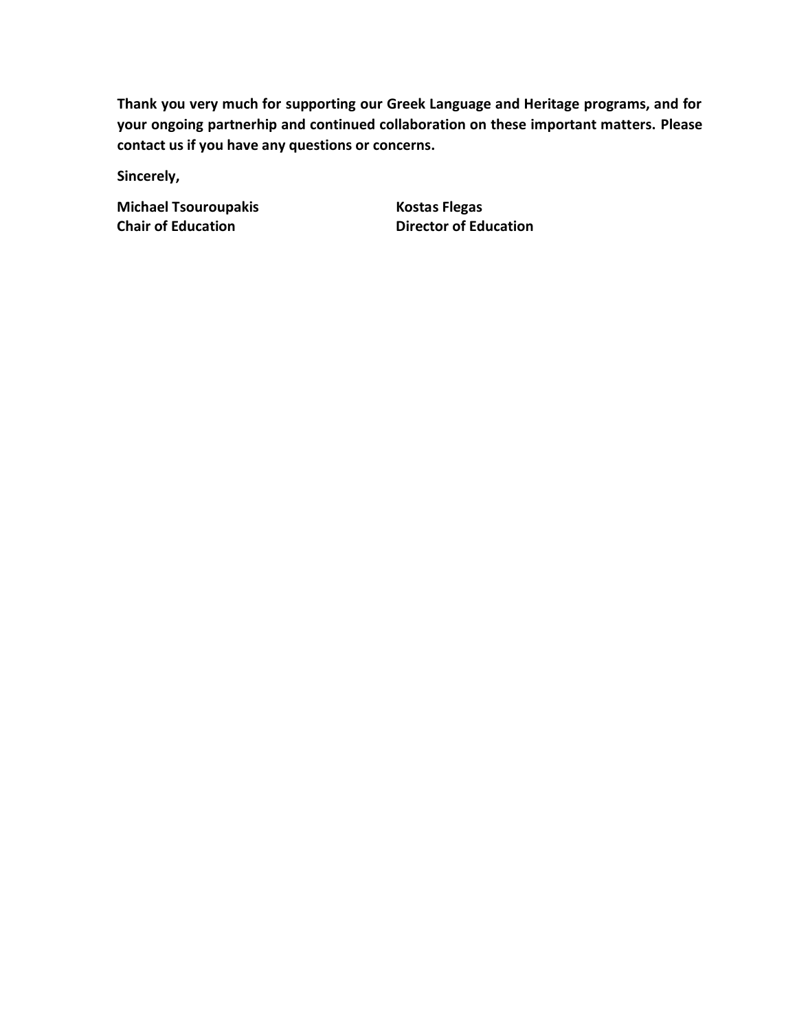**Thank you very much for supporting our Greek Language and Heritage programs, and for your ongoing partnerhip and continued collaboration on these important matters. Please contact us if you have any questions or concerns.**

**Sincerely,**

**Michael Tsouroupakis**
**Chair of Education**

**Kostas Flegas**
**Director of Education**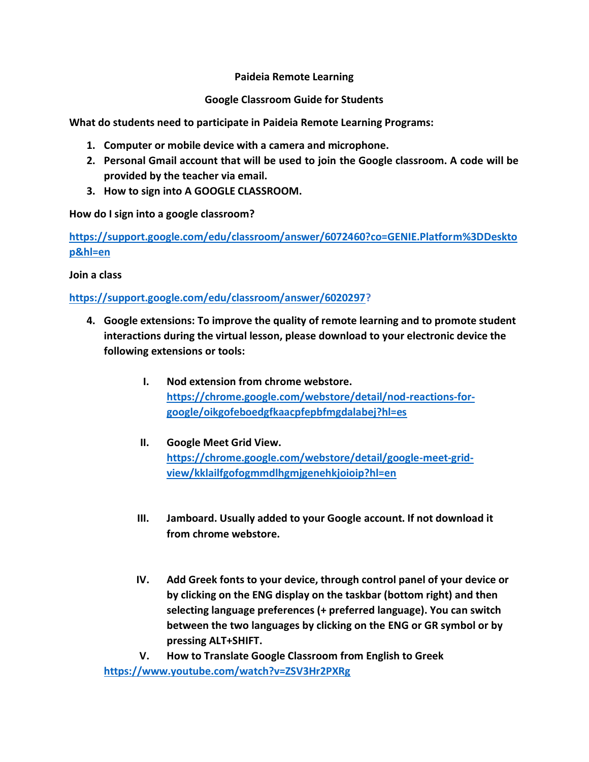**Paideia Remote Learning**

**Google Classroom Guide for Students**

**What do students need to participate in Paideia Remote Learning Programs:**

1. **Computer or mobile device with a camera and microphone.**
2. **Personal Gmail account that will be used to join the Google classroom. A code will be provided by the teacher via email.**
3. **How to sign into A GOOGLE CLASSROOM.**

**How do I sign into a google classroom?**

**https://support.google.com/edu/classroom/answer/6072460?co=GENIE.Platform%3DDesktop&hl=en**

**Join a class**

**https://support.google.com/edu/classroom/answer/6020297?**

4. **Google extensions: To improve the quality of remote learning and to promote student interactions during the virtual lesson, please download to your electronic device the following extensions or tools:**

    I. **Nod extension from chrome webstore.** **https://chrome.google.com/webstore/detail/nod-reactions-for-google/oikgofeboedgfkaacpfepbfmgdalabej?hl=es**

    II. **Google Meet Grid View.** **https://chrome.google.com/webstore/detail/google-meet-grid-view/kklailfgofogmmdlhgmjgenehkjoioip?hl=en**

    III. **Jamboard. Usually added to your Google account. If not download it from chrome webstore.**

    IV. **Add Greek fonts to your device, through control panel of your device or by clicking on the ENG display on the taskbar (bottom right) and then selecting language preferences (+ preferred language). You can switch between the two languages by clicking on the ENG or GR symbol or by pressing ALT+SHIFT.**

    V. **How to Translate Google Classroom from English to Greek** **https://www.youtube.com/watch?v=ZSV3Hr2PXRg**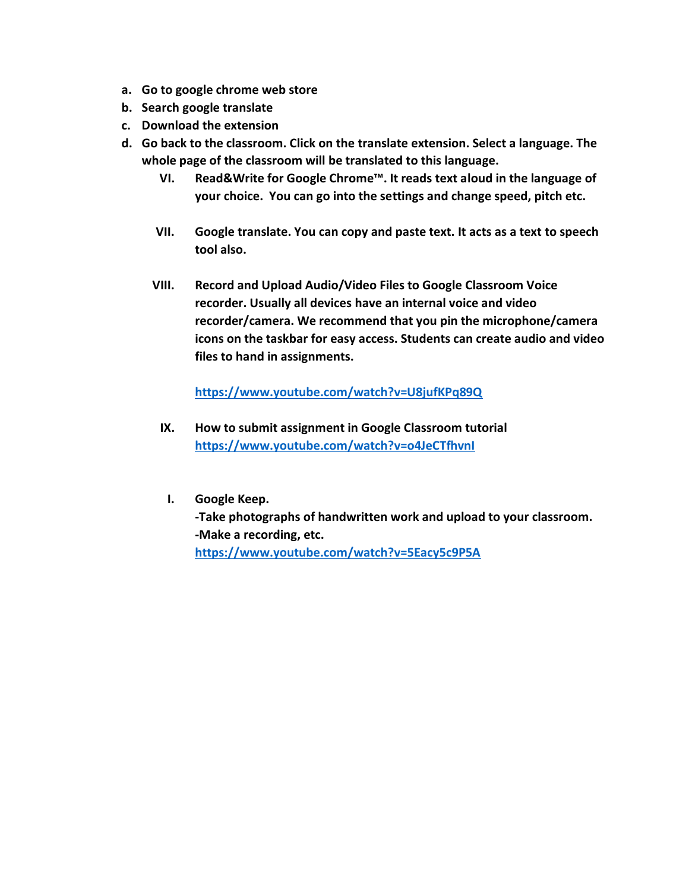a. **Go to google chrome web store**
b. **Search google translate**
c. **Download the extension**
d. **Go back to the classroom. Click on the translate extension. Select a language. The whole page of the classroom will be translated to this language.**

VI. **Read&Write for Google Chrome™. It reads text aloud in the language of your choice. You can go into the settings and change speed, pitch etc.**

VII. **Google translate. You can copy and paste text. It acts as a text to speech tool also.**

VIII. **Record and Upload Audio/Video Files to Google Classroom Voice recorder. Usually all devices have an internal voice and video recorder/camera. We recommend that you pin the microphone/camera icons on the taskbar for easy access. Students can create audio and video files to hand in assignments.**

**https://www.youtube.com/watch?v=U8jufKPq89Q**

IX. **How to submit assignment in Google Classroom tutorial**
**https://www.youtube.com/watch?v=o4JeCTfhvnI**

I. **Google Keep.**
**-Take photographs of handwritten work and upload to your classroom.**
**-Make a recording, etc.**
**https://www.youtube.com/watch?v=5Eacy5c9P5A**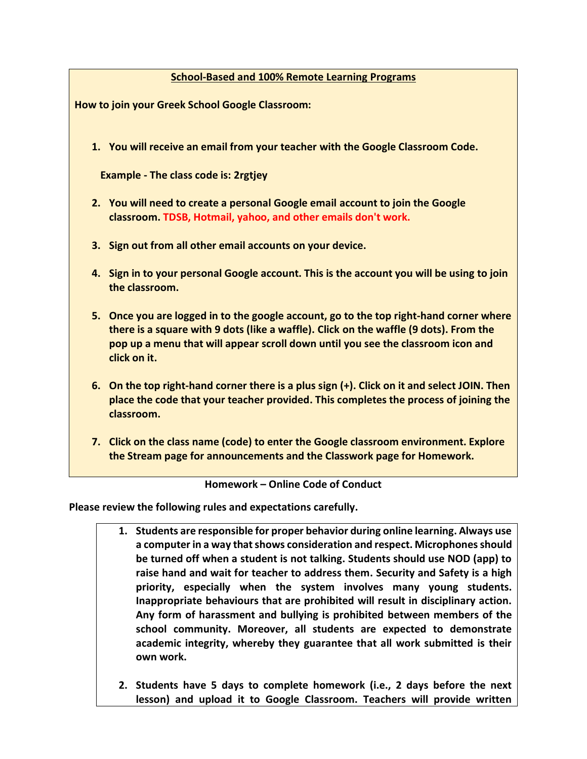## School-Based and 100% Remote Learning Programs

**How to join your Greek School Google Classroom:**

1. **You will receive an email from your teacher with the Google Classroom Code.**

   **Example - The class code is: 2rgtjey**

2. **You will need to create a personal Google email account to join the Google classroom. TDSB, Hotmail, yahoo, and other emails don't work.**

3. **Sign out from all other email accounts on your device.**

4. **Sign in to your personal Google account. This is the account you will be using to join the classroom.**

5. **Once you are logged in to the google account, go to the top right-hand corner where there is a square with 9 dots (like a waffle). Click on the waffle (9 dots). From the pop up a menu that will appear scroll down until you see the classroom icon and click on it.**

6. **On the top right-hand corner there is a plus sign (+). Click on it and select JOIN. Then place the code that your teacher provided. This completes the process of joining the classroom.**

7. **Click on the class name (code) to enter the Google classroom environment. Explore the Stream page for announcements and the Classwork page for Homework.**

**Homework – Online Code of Conduct**

**Please review the following rules and expectations carefully.**

1. **Students are responsible for proper behavior during online learning. Always use a computer in a way that shows consideration and respect. Microphones should be turned off when a student is not talking. Students should use NOD (app) to raise hand and wait for teacher to address them. Security and Safety is a high priority, especially when the system involves many young students. Inappropriate behaviours that are prohibited will result in disciplinary action. Any form of harassment and bullying is prohibited between members of the school community. Moreover, all students are expected to demonstrate academic integrity, whereby they guarantee that all work submitted is their own work.**

2. **Students have 5 days to complete homework (i.e., 2 days before the next lesson) and upload it to Google Classroom. Teachers will provide written**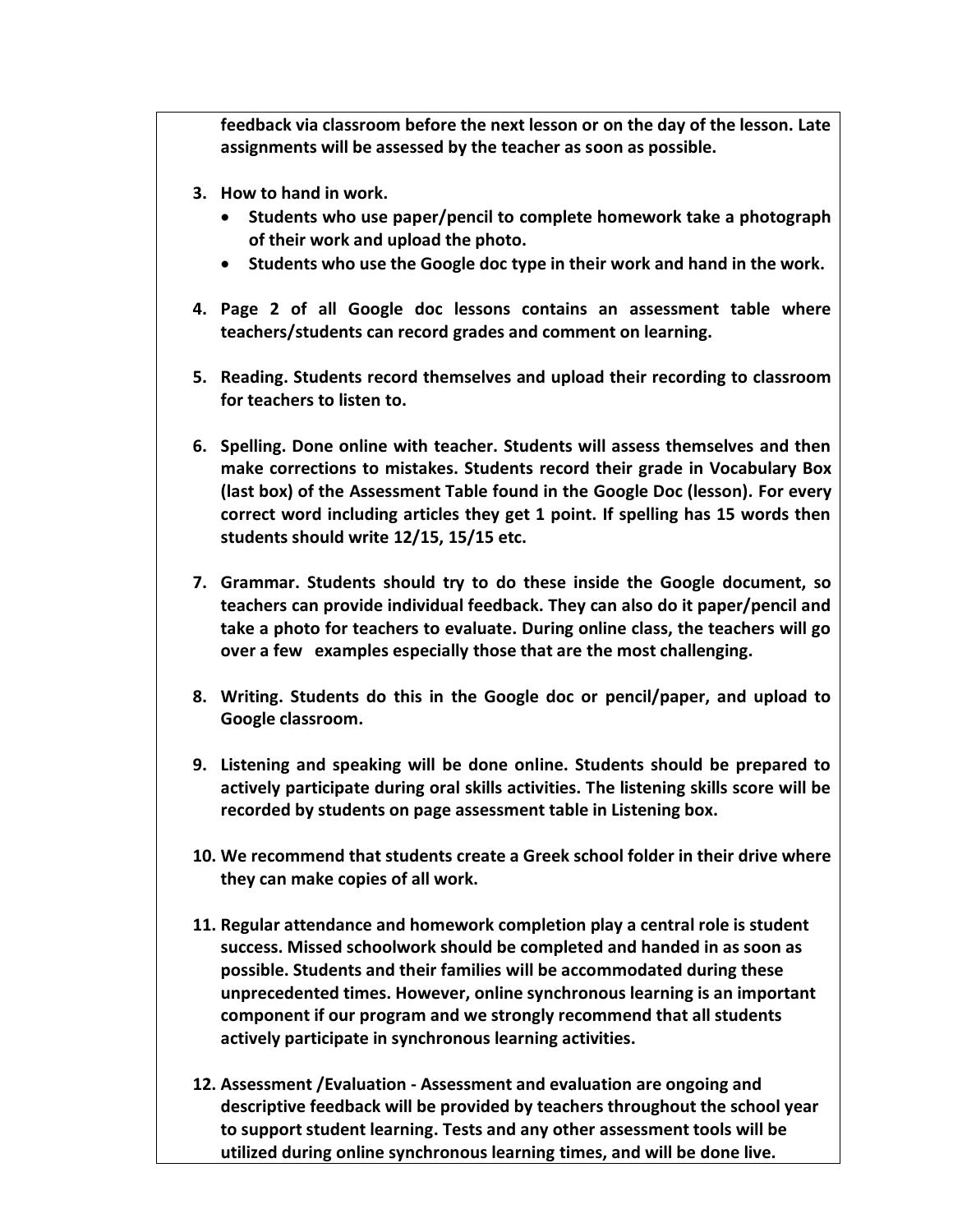**feedback via classroom before the next lesson or on the day of the lesson. Late assignments will be assessed by the teacher as soon as possible.**

3. **How to hand in work.**
    - **Students who use paper/pencil to complete homework take a photograph of their work and upload the photo.**
    - **Students who use the Google doc type in their work and hand in the work.**

4. **Page 2 of all Google doc lessons contains an assessment table where teachers/students can record grades and comment on learning.**

5. **Reading. Students record themselves and upload their recording to classroom for teachers to listen to.**

6. **Spelling. Done online with teacher. Students will assess themselves and then make corrections to mistakes. Students record their grade in Vocabulary Box (last box) of the Assessment Table found in the Google Doc (lesson). For every correct word including articles they get 1 point. If spelling has 15 words then students should write 12/15, 15/15 etc.**

7. **Grammar. Students should try to do these inside the Google document, so teachers can provide individual feedback. They can also do it paper/pencil and take a photo for teachers to evaluate. During online class, the teachers will go over a few examples especially those that are the most challenging.**

8. **Writing. Students do this in the Google doc or pencil/paper, and upload to Google classroom.**

9. **Listening and speaking will be done online. Students should be prepared to actively participate during oral skills activities. The listening skills score will be recorded by students on page assessment table in Listening box.**

10. **We recommend that students create a Greek school folder in their drive where they can make copies of all work.**

11. **Regular attendance and homework completion play a central role is student success. Missed schoolwork should be completed and handed in as soon as possible. Students and their families will be accommodated during these unprecedented times. However, online synchronous learning is an important component if our program and we strongly recommend that all students actively participate in synchronous learning activities.**

12. **Assessment /Evaluation - Assessment and evaluation are ongoing and descriptive feedback will be provided by teachers throughout the school year to support student learning. Tests and any other assessment tools will be utilized during online synchronous learning times, and will be done live.**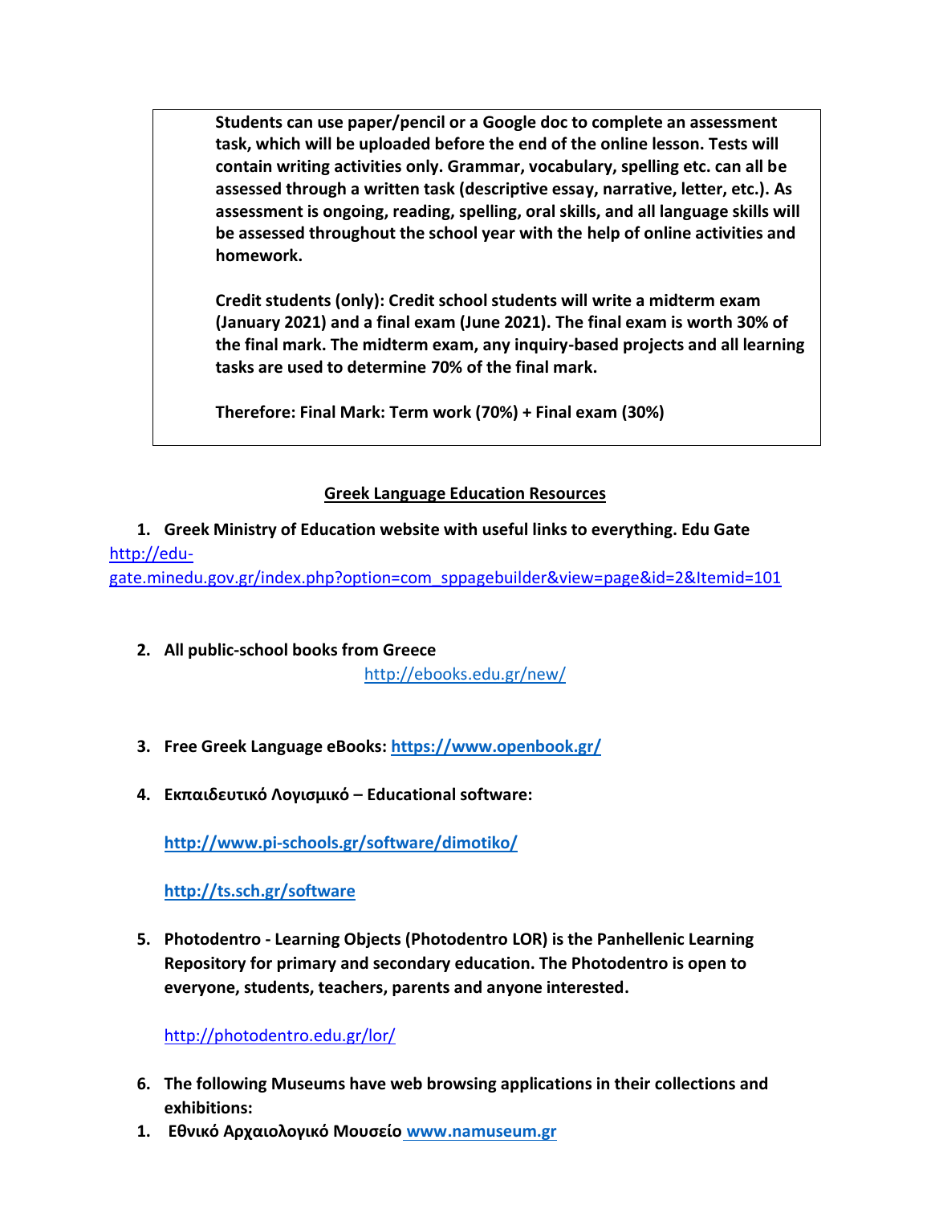**Students can use paper/pencil or a Google doc to complete an assessment task, which will be uploaded before the end of the online lesson. Tests will contain writing activities only. Grammar, vocabulary, spelling etc. can all be assessed through a written task (descriptive essay, narrative, letter, etc.). As assessment is ongoing, reading, spelling, oral skills, and all language skills will be assessed throughout the school year with the help of online activities and homework.**

**Credit students (only): Credit school students will write a midterm exam (January 2021) and a final exam (June 2021). The final exam is worth 30% of the final mark. The midterm exam, any inquiry-based projects and all learning tasks are used to determine 70% of the final mark.**

**Therefore: Final Mark: Term work (70%) + Final exam (30%)**

## Greek Language Education Resources

1. **Greek Ministry of Education website with useful links to everything. Edu Gate**
http://edu-gate.minedu.gov.gr/index.php?option=com_sppagebuilder&view=page&id=2&Itemid=101

2. **All public-school books from Greece**
http://ebooks.edu.gr/new/

3. **Free Greek Language eBooks: https://www.openbook.gr/**

4. **Εκπαιδευτικό Λογισμικό – Educational software:**

   **http://www.pi-schools.gr/software/dimotiko/**

   **http://ts.sch.gr/software**

5. **Photodentro - Learning Objects (Photodentro LOR) is the Panhellenic Learning Repository for primary and secondary education. The Photodentro is open to everyone, students, teachers, parents and anyone interested.**

   http://photodentro.edu.gr/lor/

6. **The following Museums have web browsing applications in their collections and exhibitions:**

1. **Εθνικό Αρχαιολογικό Μουσείο www.namuseum.gr**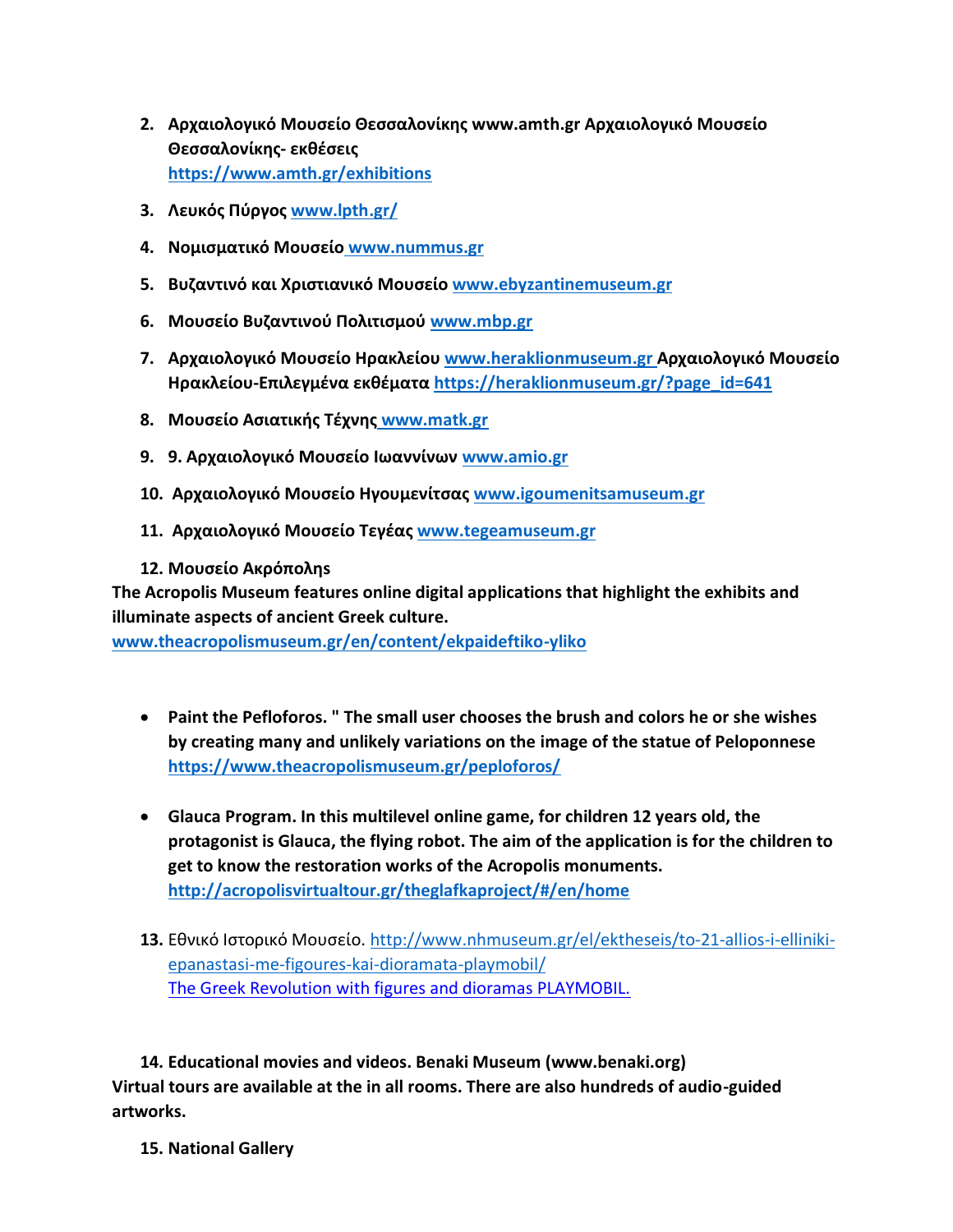2. **Αρχαιολογικό Μουσείο Θεσσαλονίκης www.amth.gr Αρχαιολογικό Μουσείο Θεσσαλονίκης- εκθέσεις** **https://www.amth.gr/exhibitions**

3. **Λευκός Πύργος www.lpth.gr/**

4. **Νομισματικό Μουσείο www.nummus.gr**

5. **Βυζαντινό και Χριστιανικό Μουσείο www.ebyzantinemuseum.gr**

6. **Μουσείο Βυζαντινού Πολιτισμού www.mbp.gr**

7. **Αρχαιολογικό Μουσείο Ηρακλείου www.heraklionmuseum.gr Αρχαιολογικό Μουσείο Ηρακλείου-Επιλεγμένα εκθέματα https://heraklionmuseum.gr/?page_id=641**

8. **Μουσείο Ασιατικής Τέχνης www.matk.gr**

9. **9. Αρχαιολογικό Μουσείο Ιωαννίνων www.amio.gr**

10. **Αρχαιολογικό Μουσείο Ηγουμενίτσας www.igoumenitsamuseum.gr**

11. **Αρχαιολογικό Μουσείο Τεγέας www.tegeamuseum.gr**

12. **Μουσείο Ακρόπολης**

**The Acropolis Museum features online digital applications that highlight the exhibits and illuminate aspects of ancient Greek culture.**
**www.theacropolismuseum.gr/en/content/ekpaideftiko-yliko**

- **Paint the Pefloforos. " The small user chooses the brush and colors he or she wishes by creating many and unlikely variations on the image of the statue of Peloponnese https://www.theacropolismuseum.gr/peploforos/**

- **Glauca Program. In this multilevel online game, for children 12 years old, the protagonist is Glauca, the flying robot. The aim of the application is for the children to get to know the restoration works of the Acropolis monuments. http://acropolisvirtualtour.gr/theglafkaproject/#/en/home**

13. Εθνικό Ιστορικό Μουσείο. http://www.nhmuseum.gr/el/ektheseis/to-21-allios-i-elliniki-epanastasi-me-figoures-kai-dioramata-playmobil/
The Greek Revolution with figures and dioramas PLAYMOBIL.

14. **Educational movies and videos. Benaki Museum (www.benaki.org)**

**Virtual tours are available at the in all rooms. There are also hundreds of audio-guided artworks.**

15. **National Gallery**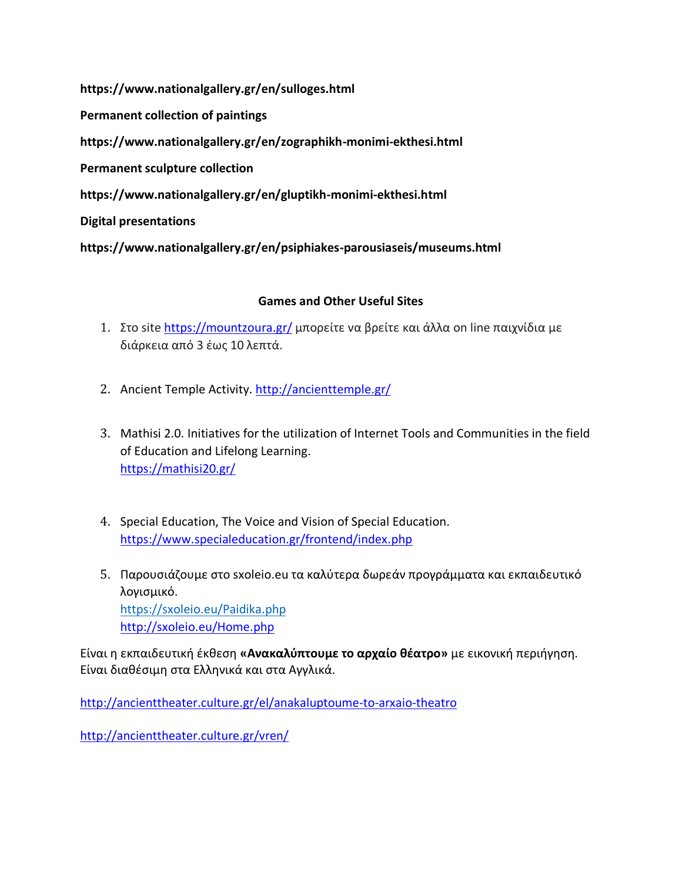**https://www.nationalgallery.gr/en/sulloges.html**

**Permanent collection of paintings**

**https://www.nationalgallery.gr/en/zographikh-monimi-ekthesi.html**

**Permanent sculpture collection**

**https://www.nationalgallery.gr/en/gluptikh-monimi-ekthesi.html**

**Digital presentations**

**https://www.nationalgallery.gr/en/psiphiakes-parousiaseis/museums.html**

## Games and Other Useful Sites

1. Στο site https://mountzoura.gr/ μπορείτε να βρείτε και άλλα on line παιχνίδια με διάρκεια από 3 έως 10 λεπτά.

2. Ancient Temple Activity. http://ancienttemple.gr/

3. Mathisi 2.0. Initiatives for the utilization of Internet Tools and Communities in the field of Education and Lifelong Learning.
   https://mathisi20.gr/

4. Special Education, The Voice and Vision of Special Education.
   https://www.specialeducation.gr/frontend/index.php

5. Παρουσιάζουμε στο sxoleio.eu τα καλύτερα δωρεάν προγράμματα και εκπαιδευτικό λογισμικό.
   https://sxoleio.eu/Paidika.php
   http://sxoleio.eu/Home.php

Είναι η εκπαιδευτική έκθεση **«Ανακαλύπτουμε το αρχαίο θέατρο»** με εικονική περιήγηση. Είναι διαθέσιμη στα Ελληνικά και στα Αγγλικά.

http://ancienttheater.culture.gr/el/anakaluptoume-to-arxaio-theatro

http://ancienttheater.culture.gr/vren/